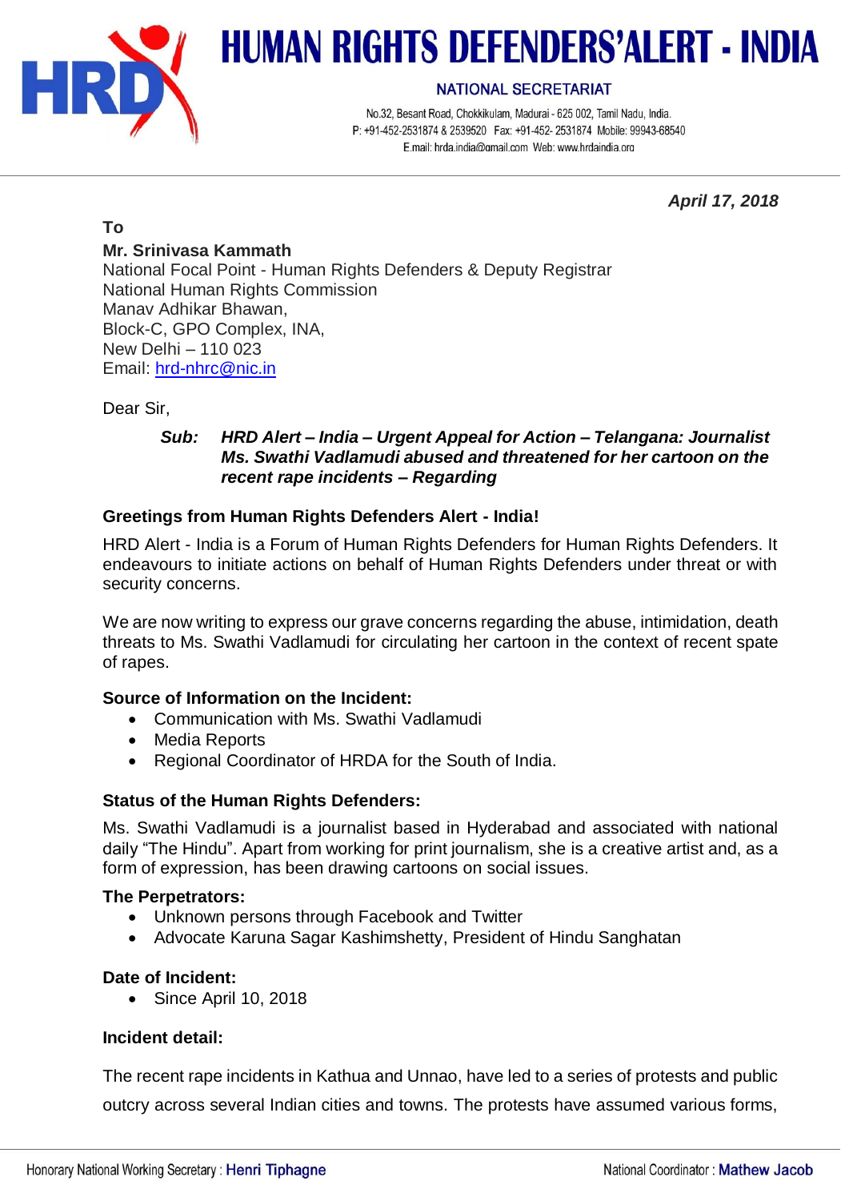# HUMAN RIGHTS DEFENDERS'ALERT - INDIA

NATIONAL SECRETARIAT

No.32, Besant Road, Chokkikulam, Madurai - 625 002, Tamil Nadu, India.
P: +91-452-2531874 & 2539520 Fax: +91-452- 2531874 Mobile: 99943-68540
E.mail: hrda.india@gmail.com Web: www.hrdaindia.org

*April 17, 2018*

**To**
**Mr. Srinivasa Kammath**
National Focal Point - Human Rights Defenders & Deputy Registrar
National Human Rights Commission
Manav Adhikar Bhawan,
Block-C, GPO Complex, INA,
New Delhi – 110 023
Email: hrd-nhrc@nic.in

Dear Sir,

***Sub: HRD Alert – India – Urgent Appeal for Action – Telangana: Journalist Ms. Swathi Vadlamudi abused and threatened for her cartoon on the recent rape incidents – Regarding***

**Greetings from Human Rights Defenders Alert - India!**

HRD Alert - India is a Forum of Human Rights Defenders for Human Rights Defenders. It endeavours to initiate actions on behalf of Human Rights Defenders under threat or with security concerns.

We are now writing to express our grave concerns regarding the abuse, intimidation, death threats to Ms. Swathi Vadlamudi for circulating her cartoon in the context of recent spate of rapes.

**Source of Information on the Incident:**

- Communication with Ms. Swathi Vadlamudi
- Media Reports
- Regional Coordinator of HRDA for the South of India.

**Status of the Human Rights Defenders:**

Ms. Swathi Vadlamudi is a journalist based in Hyderabad and associated with national daily "The Hindu". Apart from working for print journalism, she is a creative artist and, as a form of expression, has been drawing cartoons on social issues.

**The Perpetrators:**

- Unknown persons through Facebook and Twitter
- Advocate Karuna Sagar Kashimshetty, President of Hindu Sanghatan

**Date of Incident:**

- Since April 10, 2018

**Incident detail:**

The recent rape incidents in Kathua and Unnao, have led to a series of protests and public outcry across several Indian cities and towns. The protests have assumed various forms,

Honorary National Working Secretary : Henri Tiphagne | National Coordinator : Mathew Jacob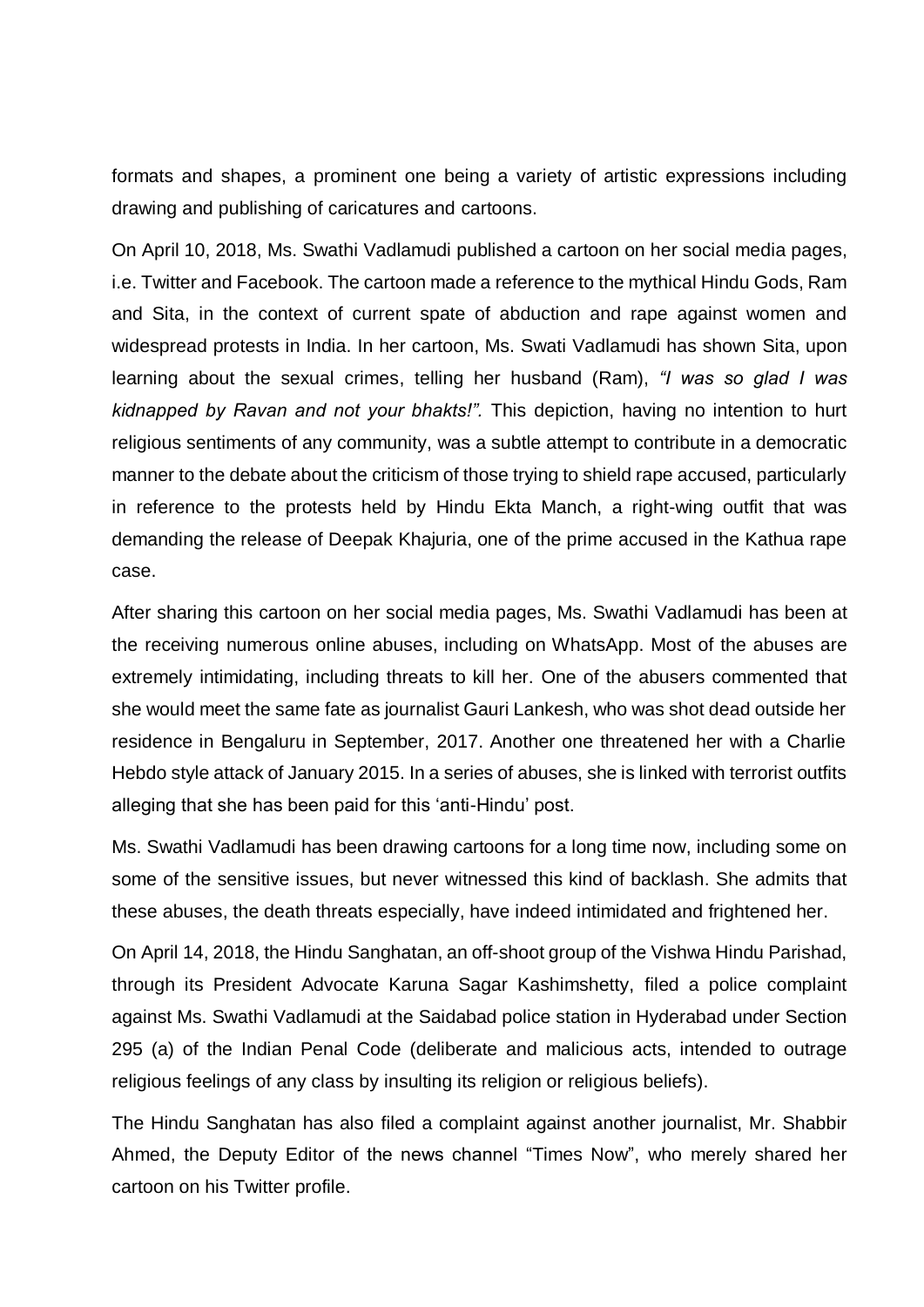formats and shapes, a prominent one being a variety of artistic expressions including drawing and publishing of caricatures and cartoons.

On April 10, 2018, Ms. Swathi Vadlamudi published a cartoon on her social media pages, i.e. Twitter and Facebook. The cartoon made a reference to the mythical Hindu Gods, Ram and Sita, in the context of current spate of abduction and rape against women and widespread protests in India. In her cartoon, Ms. Swati Vadlamudi has shown Sita, upon learning about the sexual crimes, telling her husband (Ram), *"I was so glad I was kidnapped by Ravan and not your bhakts!".* This depiction, having no intention to hurt religious sentiments of any community, was a subtle attempt to contribute in a democratic manner to the debate about the criticism of those trying to shield rape accused, particularly in reference to the protests held by Hindu Ekta Manch, a right-wing outfit that was demanding the release of Deepak Khajuria, one of the prime accused in the Kathua rape case.

After sharing this cartoon on her social media pages, Ms. Swathi Vadlamudi has been at the receiving numerous online abuses, including on WhatsApp. Most of the abuses are extremely intimidating, including threats to kill her. One of the abusers commented that she would meet the same fate as journalist Gauri Lankesh, who was shot dead outside her residence in Bengaluru in September, 2017. Another one threatened her with a Charlie Hebdo style attack of January 2015. In a series of abuses, she is linked with terrorist outfits alleging that she has been paid for this 'anti-Hindu' post.

Ms. Swathi Vadlamudi has been drawing cartoons for a long time now, including some on some of the sensitive issues, but never witnessed this kind of backlash. She admits that these abuses, the death threats especially, have indeed intimidated and frightened her.

On April 14, 2018, the Hindu Sanghatan, an off-shoot group of the Vishwa Hindu Parishad, through its President Advocate Karuna Sagar Kashimshetty, filed a police complaint against Ms. Swathi Vadlamudi at the Saidabad police station in Hyderabad under Section 295 (a) of the Indian Penal Code (deliberate and malicious acts, intended to outrage religious feelings of any class by insulting its religion or religious beliefs).

The Hindu Sanghatan has also filed a complaint against another journalist, Mr. Shabbir Ahmed, the Deputy Editor of the news channel "Times Now", who merely shared her cartoon on his Twitter profile.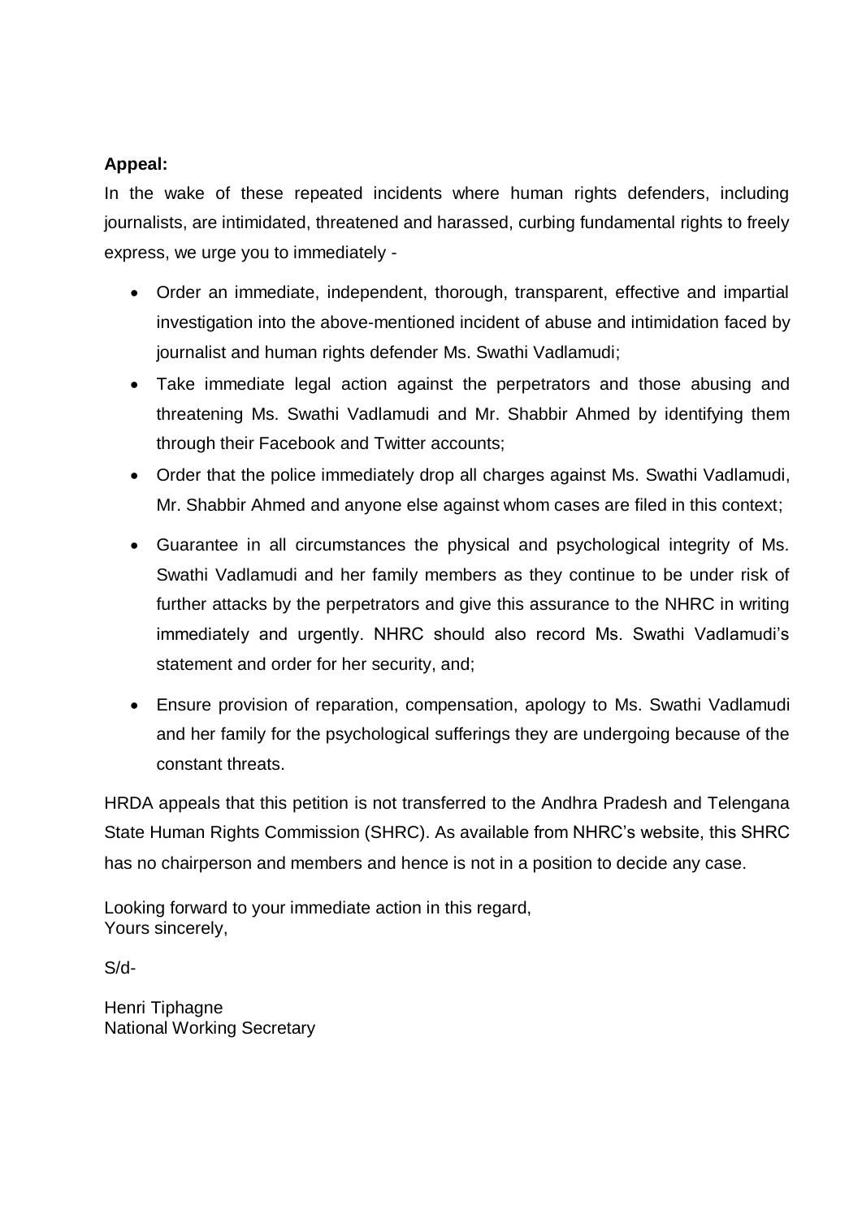**Appeal:**

In the wake of these repeated incidents where human rights defenders, including journalists, are intimidated, threatened and harassed, curbing fundamental rights to freely express, we urge you to immediately -

- Order an immediate, independent, thorough, transparent, effective and impartial investigation into the above-mentioned incident of abuse and intimidation faced by journalist and human rights defender Ms. Swathi Vadlamudi;
- Take immediate legal action against the perpetrators and those abusing and threatening Ms. Swathi Vadlamudi and Mr. Shabbir Ahmed by identifying them through their Facebook and Twitter accounts;
- Order that the police immediately drop all charges against Ms. Swathi Vadlamudi, Mr. Shabbir Ahmed and anyone else against whom cases are filed in this context;
- Guarantee in all circumstances the physical and psychological integrity of Ms. Swathi Vadlamudi and her family members as they continue to be under risk of further attacks by the perpetrators and give this assurance to the NHRC in writing immediately and urgently. NHRC should also record Ms. Swathi Vadlamudi's statement and order for her security, and;
- Ensure provision of reparation, compensation, apology to Ms. Swathi Vadlamudi and her family for the psychological sufferings they are undergoing because of the constant threats.

HRDA appeals that this petition is not transferred to the Andhra Pradesh and Telengana State Human Rights Commission (SHRC). As available from NHRC's website, this SHRC has no chairperson and members and hence is not in a position to decide any case.

Looking forward to your immediate action in this regard,
Yours sincerely,

S/d-

Henri Tiphagne
National Working Secretary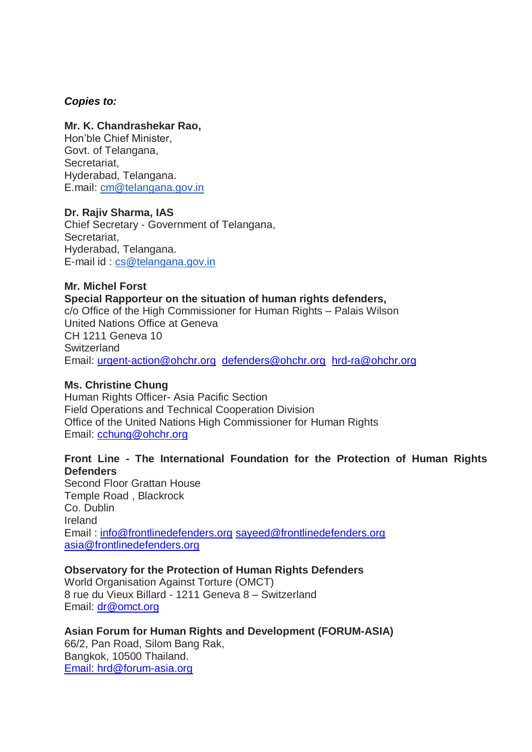***Copies to:***

**Mr. K. Chandrashekar Rao,**
Hon'ble Chief Minister,
Govt. of Telangana,
Secretariat,
Hyderabad, Telangana.
E.mail: cm@telangana.gov.in

**Dr. Rajiv Sharma, IAS**
Chief Secretary - Government of Telangana,
Secretariat,
Hyderabad, Telangana.
E-mail id : cs@telangana.gov.in

**Mr. Michel Forst**
**Special Rapporteur on the situation of human rights defenders,**
c/o Office of the High Commissioner for Human Rights – Palais Wilson
United Nations Office at Geneva
CH 1211 Geneva 10
Switzerland
Email: urgent-action@ohchr.org defenders@ohchr.org hrd-ra@ohchr.org

**Ms. Christine Chung**
Human Rights Officer- Asia Pacific Section
Field Operations and Technical Cooperation Division
Office of the United Nations High Commissioner for Human Rights
Email: cchung@ohchr.org

**Front Line - The International Foundation for the Protection of Human Rights Defenders**
Second Floor Grattan House
Temple Road , Blackrock
Co. Dublin
Ireland
Email : info@frontlinedefenders.org sayeed@frontlinedefenders.org asia@frontlinedefenders.org

**Observatory for the Protection of Human Rights Defenders**
World Organisation Against Torture (OMCT)
8 rue du Vieux Billard - 1211 Geneva 8 – Switzerland
Email: dr@omct.org

**Asian Forum for Human Rights and Development (FORUM-ASIA)**
66/2, Pan Road, Silom Bang Rak,
Bangkok, 10500 Thailand.
Email: hrd@forum-asia.org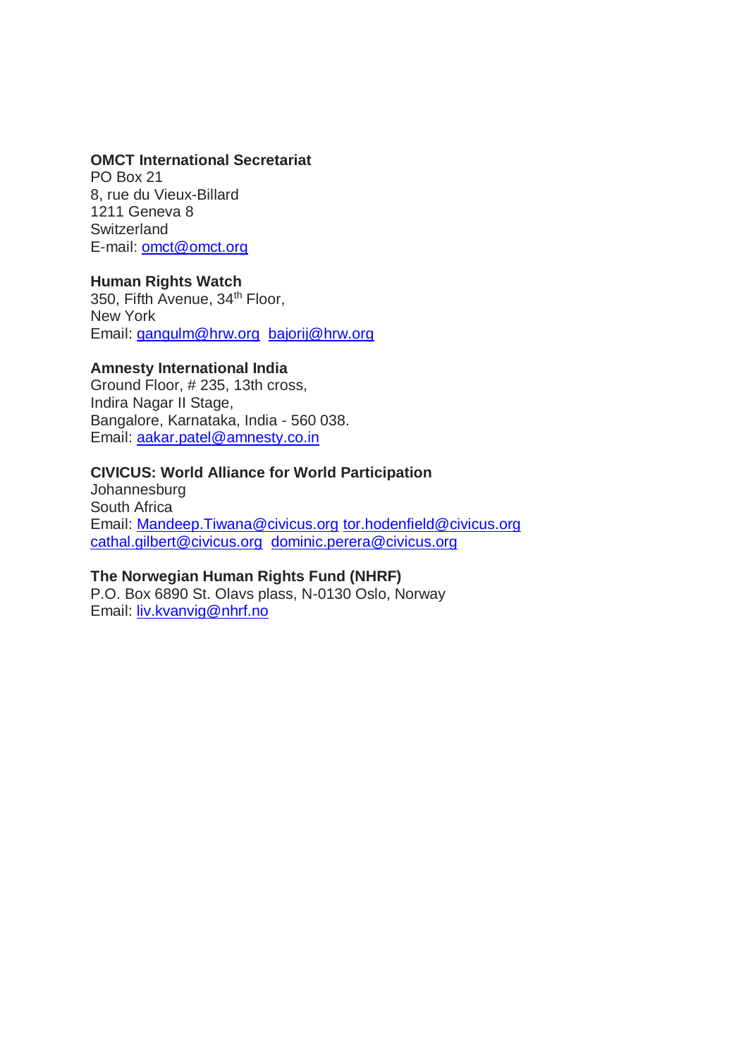**OMCT International Secretariat**
PO Box 21
8, rue du Vieux-Billard
1211 Geneva 8
Switzerland
E-mail: omct@omct.org

**Human Rights Watch**
350, Fifth Avenue, 34th Floor,
New York
Email: gangulm@hrw.org bajorij@hrw.org

**Amnesty International India**
Ground Floor, # 235, 13th cross,
Indira Nagar II Stage,
Bangalore, Karnataka, India - 560 038.
Email: aakar.patel@amnesty.co.in

**CIVICUS: World Alliance for World Participation**
Johannesburg
South Africa
Email: Mandeep.Tiwana@civicus.org tor.hodenfield@civicus.org cathal.gilbert@civicus.org dominic.perera@civicus.org

**The Norwegian Human Rights Fund (NHRF)**
P.O. Box 6890 St. Olavs plass, N-0130 Oslo, Norway
Email: liv.kvanvig@nhrf.no